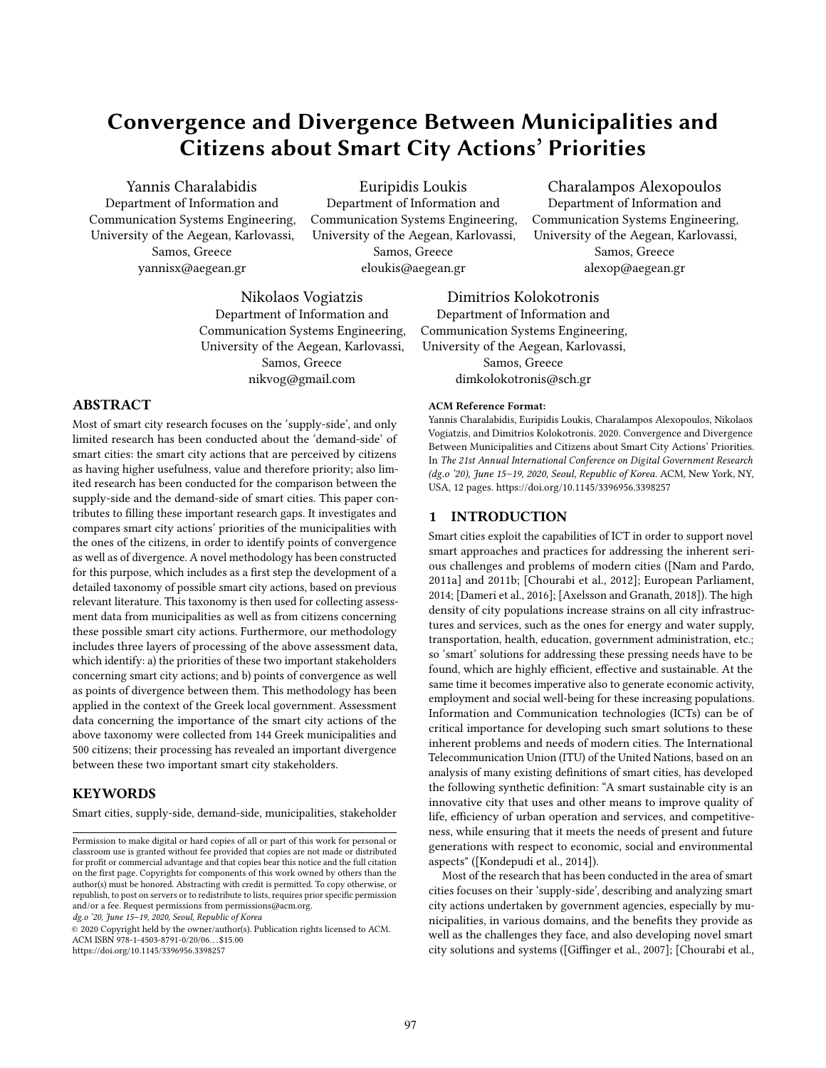# Convergence and Divergence Between Municipalities and Citizens about Smart City Actions' Priorities

Yannis Charalabidis
Department of Information and Communication Systems Engineering, University of the Aegean, Karlovassi, Samos, Greece
yannisx@aegean.gr

Euripidis Loukis
Department of Information and Communication Systems Engineering, University of the Aegean, Karlovassi, Samos, Greece
eloukis@aegean.gr

Charalampos Alexopoulos
Department of Information and Communication Systems Engineering, University of the Aegean, Karlovassi, Samos, Greece
alexop@aegean.gr

Nikolaos Vogiatzis
Department of Information and Communication Systems Engineering, University of the Aegean, Karlovassi, Samos, Greece
nikvog@gmail.com

Dimitrios Kolokotronis
Department of Information and Communication Systems Engineering, University of the Aegean, Karlovassi, Samos, Greece
dimkolokotronis@sch.gr

## ABSTRACT

Most of smart city research focuses on the 'supply-side', and only limited research has been conducted about the 'demand-side' of smart cities: the smart city actions that are perceived by citizens as having higher usefulness, value and therefore priority; also limited research has been conducted for the comparison between the supply-side and the demand-side of smart cities. This paper contributes to filling these important research gaps. It investigates and compares smart city actions' priorities of the municipalities with the ones of the citizens, in order to identify points of convergence as well as of divergence. A novel methodology has been constructed for this purpose, which includes as a first step the development of a detailed taxonomy of possible smart city actions, based on previous relevant literature. This taxonomy is then used for collecting assessment data from municipalities as well as from citizens concerning these possible smart city actions. Furthermore, our methodology includes three layers of processing of the above assessment data, which identify: a) the priorities of these two important stakeholders concerning smart city actions; and b) points of convergence as well as points of divergence between them. This methodology has been applied in the context of the Greek local government. Assessment data concerning the importance of the smart city actions of the above taxonomy were collected from 144 Greek municipalities and 500 citizens; their processing has revealed an important divergence between these two important smart city stakeholders.

## KEYWORDS

Smart cities, supply-side, demand-side, municipalities, stakeholder

Permission to make digital or hard copies of all or part of this work for personal or classroom use is granted without fee provided that copies are not made or distributed for profit or commercial advantage and that copies bear this notice and the full citation on the first page. Copyrights for components of this work owned by others than the author(s) must be honored. Abstracting with credit is permitted. To copy otherwise, or republish, to post on servers or to redistribute to lists, requires prior specific permission and/or a fee. Request permissions from permissions@acm.org.
*dg.o '20, June 15–19, 2020, Seoul, Republic of Korea*
© 2020 Copyright held by the owner/author(s). Publication rights licensed to ACM.
ACM ISBN 978-1-4503-8791-0/20/06…$15.00
https://doi.org/10.1145/3396956.3398257

**ACM Reference Format:**
Yannis Charalabidis, Euripidis Loukis, Charalampos Alexopoulos, Nikolaos Vogiatzis, and Dimitrios Kolokotronis. 2020. Convergence and Divergence Between Municipalities and Citizens about Smart City Actions' Priorities. In *The 21st Annual International Conference on Digital Government Research (dg.o '20), June 15–19, 2020, Seoul, Republic of Korea.* ACM, New York, NY, USA, 12 pages. https://doi.org/10.1145/3396956.3398257

## 1 INTRODUCTION

Smart cities exploit the capabilities of ICT in order to support novel smart approaches and practices for addressing the inherent serious challenges and problems of modern cities ([Nam and Pardo, 2011a] and 2011b; [Chourabi et al., 2012]; European Parliament, 2014; [Dameri et al., 2016]; [Axelsson and Granath, 2018]). The high density of city populations increase strains on all city infrastructures and services, such as the ones for energy and water supply, transportation, health, education, government administration, etc.; so 'smart' solutions for addressing these pressing needs have to be found, which are highly efficient, effective and sustainable. At the same time it becomes imperative also to generate economic activity, employment and social well-being for these increasing populations. Information and Communication technologies (ICTs) can be of critical importance for developing such smart solutions to these inherent problems and needs of modern cities. The International Telecommunication Union (ITU) of the United Nations, based on an analysis of many existing definitions of smart cities, has developed the following synthetic definition: "A smart sustainable city is an innovative city that uses and other means to improve quality of life, efficiency of urban operation and services, and competitiveness, while ensuring that it meets the needs of present and future generations with respect to economic, social and environmental aspects" ([Kondepudi et al., 2014]).

Most of the research that has been conducted in the area of smart cities focuses on their 'supply-side', describing and analyzing smart city actions undertaken by government agencies, especially by municipalities, in various domains, and the benefits they provide as well as the challenges they face, and also developing novel smart city solutions and systems ([Giffinger et al., 2007]; [Chourabi et al.,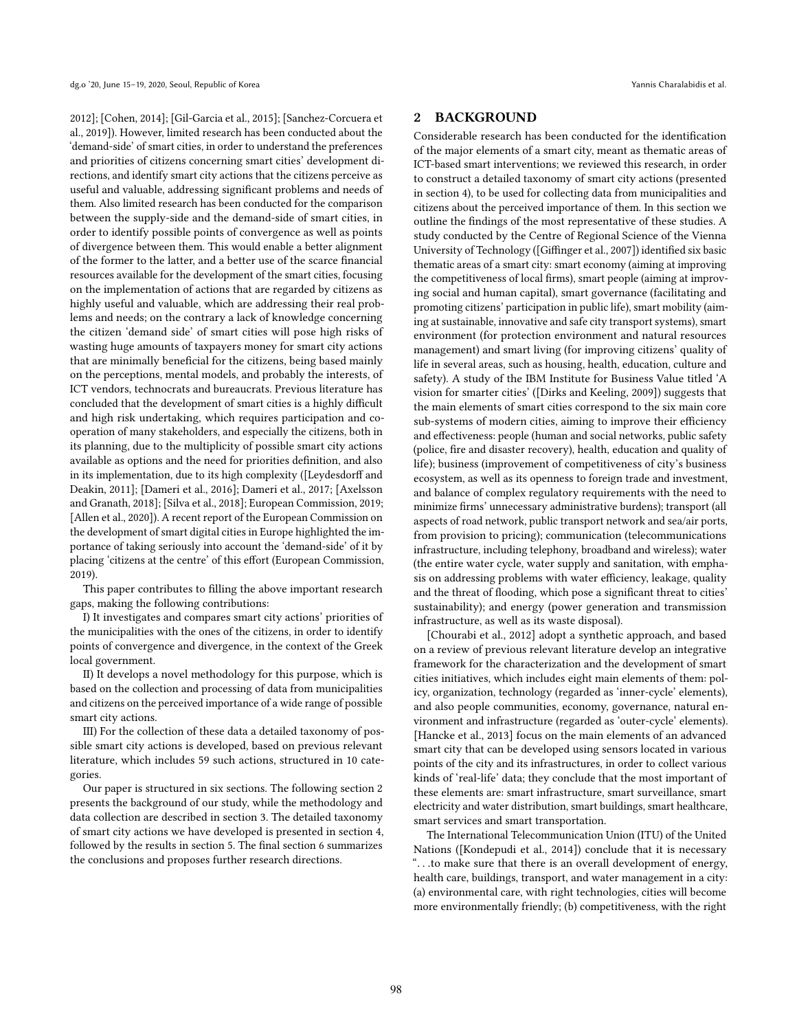2012]; [Cohen, 2014]; [Gil-Garcia et al., 2015]; [Sanchez-Corcuera et al., 2019]). However, limited research has been conducted about the 'demand-side' of smart cities, in order to understand the preferences and priorities of citizens concerning smart cities' development directions, and identify smart city actions that the citizens perceive as useful and valuable, addressing significant problems and needs of them. Also limited research has been conducted for the comparison between the supply-side and the demand-side of smart cities, in order to identify possible points of convergence as well as points of divergence between them. This would enable a better alignment of the former to the latter, and a better use of the scarce financial resources available for the development of the smart cities, focusing on the implementation of actions that are regarded by citizens as highly useful and valuable, which are addressing their real problems and needs; on the contrary a lack of knowledge concerning the citizen 'demand side' of smart cities will pose high risks of wasting huge amounts of taxpayers money for smart city actions that are minimally beneficial for the citizens, being based mainly on the perceptions, mental models, and probably the interests, of ICT vendors, technocrats and bureaucrats. Previous literature has concluded that the development of smart cities is a highly difficult and high risk undertaking, which requires participation and cooperation of many stakeholders, and especially the citizens, both in its planning, due to the multiplicity of possible smart city actions available as options and the need for priorities definition, and also in its implementation, due to its high complexity ([Leydesdorff and Deakin, 2011]; [Dameri et al., 2016]; Dameri et al., 2017; [Axelsson and Granath, 2018]; [Silva et al., 2018]; European Commission, 2019; [Allen et al., 2020]). A recent report of the European Commission on the development of smart digital cities in Europe highlighted the importance of taking seriously into account the 'demand-side' of it by placing 'citizens at the centre' of this effort (European Commission, 2019).

This paper contributes to filling the above important research gaps, making the following contributions:

I) It investigates and compares smart city actions' priorities of the municipalities with the ones of the citizens, in order to identify points of convergence and divergence, in the context of the Greek local government.

II) It develops a novel methodology for this purpose, which is based on the collection and processing of data from municipalities and citizens on the perceived importance of a wide range of possible smart city actions.

III) For the collection of these data a detailed taxonomy of possible smart city actions is developed, based on previous relevant literature, which includes 59 such actions, structured in 10 categories.

Our paper is structured in six sections. The following section 2 presents the background of our study, while the methodology and data collection are described in section 3. The detailed taxonomy of smart city actions we have developed is presented in section 4, followed by the results in section 5. The final section 6 summarizes the conclusions and proposes further research directions.

## 2 BACKGROUND

Considerable research has been conducted for the identification of the major elements of a smart city, meant as thematic areas of ICT-based smart interventions; we reviewed this research, in order to construct a detailed taxonomy of smart city actions (presented in section 4), to be used for collecting data from municipalities and citizens about the perceived importance of them. In this section we outline the findings of the most representative of these studies. A study conducted by the Centre of Regional Science of the Vienna University of Technology ([Giffinger et al., 2007]) identified six basic thematic areas of a smart city: smart economy (aiming at improving the competitiveness of local firms), smart people (aiming at improving social and human capital), smart governance (facilitating and promoting citizens' participation in public life), smart mobility (aiming at sustainable, innovative and safe city transport systems), smart environment (for protection environment and natural resources management) and smart living (for improving citizens' quality of life in several areas, such as housing, health, education, culture and safety). A study of the IBM Institute for Business Value titled 'A vision for smarter cities' ([Dirks and Keeling, 2009]) suggests that the main elements of smart cities correspond to the six main core sub-systems of modern cities, aiming to improve their efficiency and effectiveness: people (human and social networks, public safety (police, fire and disaster recovery), health, education and quality of life); business (improvement of competitiveness of city's business ecosystem, as well as its openness to foreign trade and investment, and balance of complex regulatory requirements with the need to minimize firms' unnecessary administrative burdens); transport (all aspects of road network, public transport network and sea/air ports, from provision to pricing); communication (telecommunications infrastructure, including telephony, broadband and wireless); water (the entire water cycle, water supply and sanitation, with emphasis on addressing problems with water efficiency, leakage, quality and the threat of flooding, which pose a significant threat to cities' sustainability); and energy (power generation and transmission infrastructure, as well as its waste disposal).

[Chourabi et al., 2012] adopt a synthetic approach, and based on a review of previous relevant literature develop an integrative framework for the characterization and the development of smart cities initiatives, which includes eight main elements of them: policy, organization, technology (regarded as 'inner-cycle' elements), and also people communities, economy, governance, natural environment and infrastructure (regarded as 'outer-cycle' elements). [Hancke et al., 2013] focus on the main elements of an advanced smart city that can be developed using sensors located in various points of the city and its infrastructures, in order to collect various kinds of 'real-life' data; they conclude that the most important of these elements are: smart infrastructure, smart surveillance, smart electricity and water distribution, smart buildings, smart healthcare, smart services and smart transportation.

The International Telecommunication Union (ITU) of the United Nations ([Kondepudi et al., 2014]) conclude that it is necessary "…to make sure that there is an overall development of energy, health care, buildings, transport, and water management in a city: (a) environmental care, with right technologies, cities will become more environmentally friendly; (b) competitiveness, with the right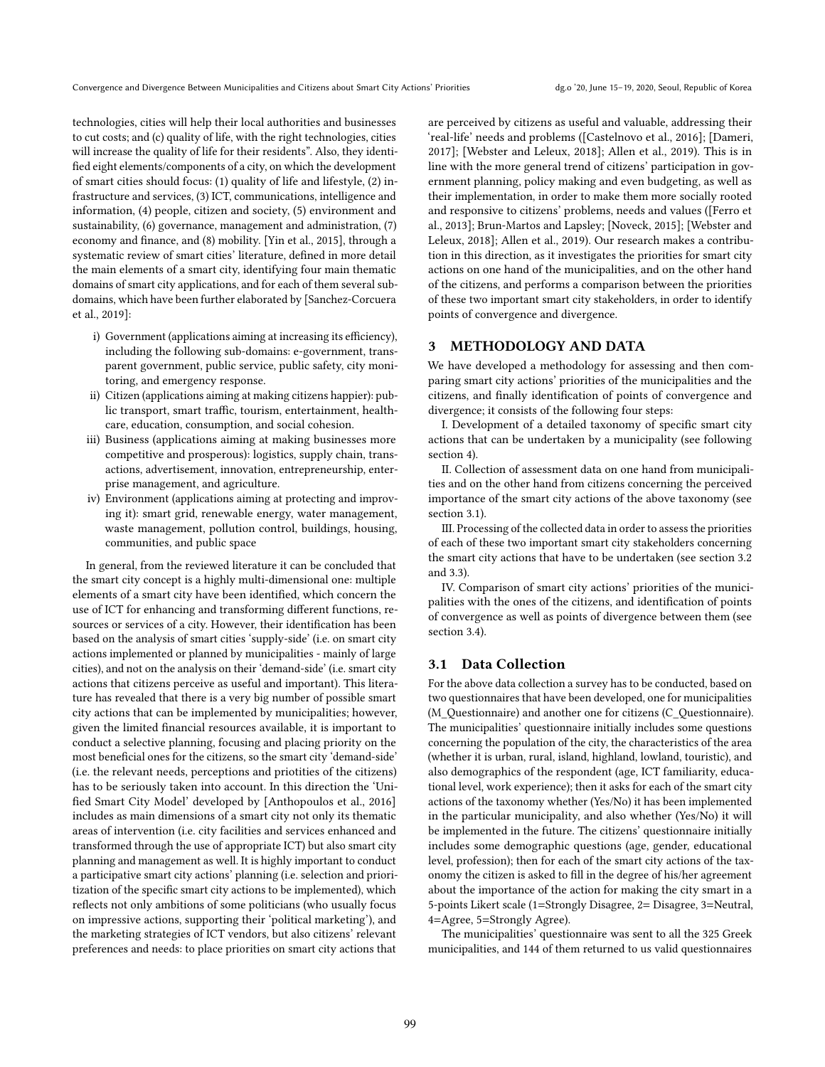technologies, cities will help their local authorities and businesses to cut costs; and (c) quality of life, with the right technologies, cities will increase the quality of life for their residents". Also, they identified eight elements/components of a city, on which the development of smart cities should focus: (1) quality of life and lifestyle, (2) infrastructure and services, (3) ICT, communications, intelligence and information, (4) people, citizen and society, (5) environment and sustainability, (6) governance, management and administration, (7) economy and finance, and (8) mobility. [Yin et al., 2015], through a systematic review of smart cities' literature, defined in more detail the main elements of a smart city, identifying four main thematic domains of smart city applications, and for each of them several sub-domains, which have been further elaborated by [Sanchez-Corcuera et al., 2019]:

i) Government (applications aiming at increasing its efficiency), including the following sub-domains: e-government, transparent government, public service, public safety, city monitoring, and emergency response.
ii) Citizen (applications aiming at making citizens happier): public transport, smart traffic, tourism, entertainment, healthcare, education, consumption, and social cohesion.
iii) Business (applications aiming at making businesses more competitive and prosperous): logistics, supply chain, transactions, advertisement, innovation, entrepreneurship, enterprise management, and agriculture.
iv) Environment (applications aiming at protecting and improving it): smart grid, renewable energy, water management, waste management, pollution control, buildings, housing, communities, and public space

In general, from the reviewed literature it can be concluded that the smart city concept is a highly multi-dimensional one: multiple elements of a smart city have been identified, which concern the use of ICT for enhancing and transforming different functions, resources or services of a city. However, their identification has been based on the analysis of smart cities 'supply-side' (i.e. on smart city actions implemented or planned by municipalities - mainly of large cities), and not on the analysis on their 'demand-side' (i.e. smart city actions that citizens perceive as useful and important). This literature has revealed that there is a very big number of possible smart city actions that can be implemented by municipalities; however, given the limited financial resources available, it is important to conduct a selective planning, focusing and placing priority on the most beneficial ones for the citizens, so the smart city 'demand-side' (i.e. the relevant needs, perceptions and priotities of the citizens) has to be seriously taken into account. In this direction the 'Unified Smart City Model' developed by [Anthopoulos et al., 2016] includes as main dimensions of a smart city not only its thematic areas of intervention (i.e. city facilities and services enhanced and transformed through the use of appropriate ICT) but also smart city planning and management as well. It is highly important to conduct a participative smart city actions' planning (i.e. selection and prioritization of the specific smart city actions to be implemented), which reflects not only ambitions of some politicians (who usually focus on impressive actions, supporting their 'political marketing'), and the marketing strategies of ICT vendors, but also citizens' relevant preferences and needs: to place priorities on smart city actions that are perceived by citizens as useful and valuable, addressing their 'real-life' needs and problems ([Castelnovo et al., 2016]; [Dameri, 2017]; [Webster and Leleux, 2018]; Allen et al., 2019). This is in line with the more general trend of citizens' participation in government planning, policy making and even budgeting, as well as their implementation, in order to make them more socially rooted and responsive to citizens' problems, needs and values ([Ferro et al., 2013]; Brun-Martos and Lapsley; [Noveck, 2015]; [Webster and Leleux, 2018]; Allen et al., 2019). Our research makes a contribution in this direction, as it investigates the priorities for smart city actions on one hand of the municipalities, and on the other hand of the citizens, and performs a comparison between the priorities of these two important smart city stakeholders, in order to identify points of convergence and divergence.

## 3 METHODOLOGY AND DATA

We have developed a methodology for assessing and then comparing smart city actions' priorities of the municipalities and the citizens, and finally identification of points of convergence and divergence; it consists of the following four steps:

I. Development of a detailed taxonomy of specific smart city actions that can be undertaken by a municipality (see following section 4).

II. Collection of assessment data on one hand from municipalities and on the other hand from citizens concerning the perceived importance of the smart city actions of the above taxonomy (see section 3.1).

III. Processing of the collected data in order to assess the priorities of each of these two important smart city stakeholders concerning the smart city actions that have to be undertaken (see section 3.2 and 3.3).

IV. Comparison of smart city actions' priorities of the municipalities with the ones of the citizens, and identification of points of convergence as well as points of divergence between them (see section 3.4).

### 3.1 Data Collection

For the above data collection a survey has to be conducted, based on two questionnaires that have been developed, one for municipalities (M_Questionnaire) and another one for citizens (C_Questionnaire). The municipalities' questionnaire initially includes some questions concerning the population of the city, the characteristics of the area (whether it is urban, rural, island, highland, lowland, touristic), and also demographics of the respondent (age, ICT familiarity, educational level, work experience); then it asks for each of the smart city actions of the taxonomy whether (Yes/No) it has been implemented in the particular municipality, and also whether (Yes/No) it will be implemented in the future. The citizens' questionnaire initially includes some demographic questions (age, gender, educational level, profession); then for each of the smart city actions of the taxonomy the citizen is asked to fill in the degree of his/her agreement about the importance of the action for making the city smart in a 5-points Likert scale (1=Strongly Disagree, 2= Disagree, 3=Neutral, 4=Agree, 5=Strongly Agree).

The municipalities' questionnaire was sent to all the 325 Greek municipalities, and 144 of them returned to us valid questionnaires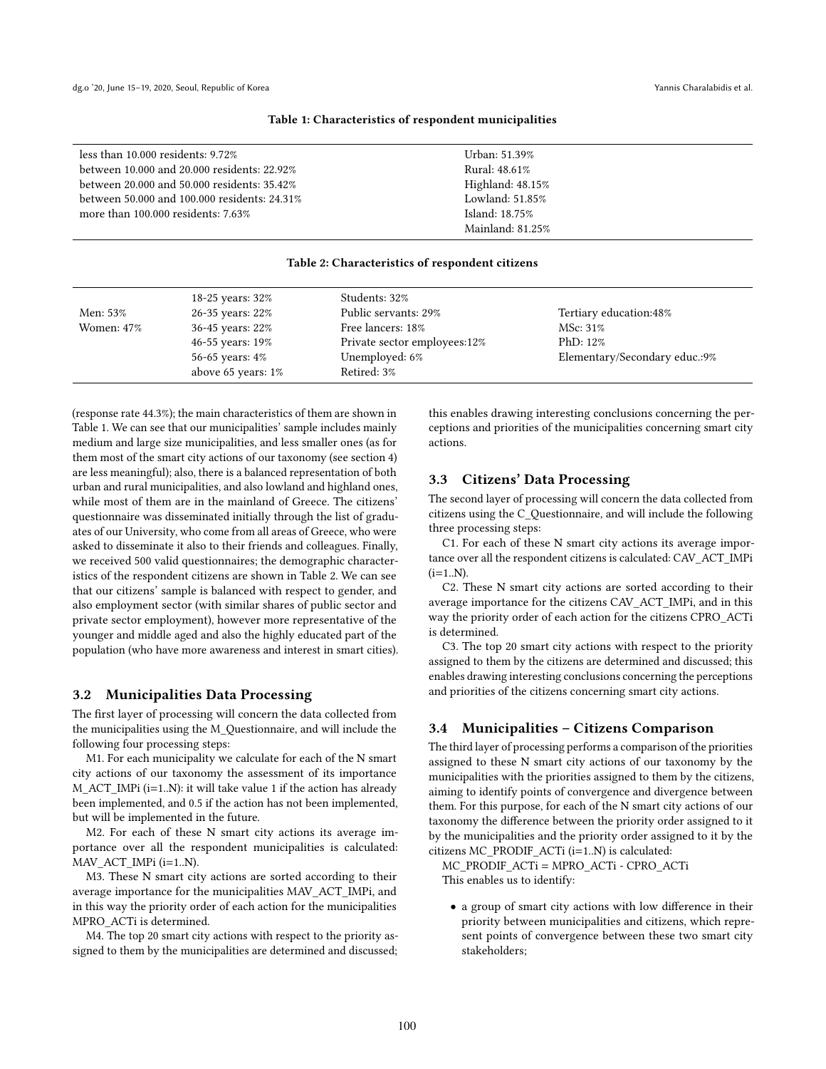**Table 1: Characteristics of respondent municipalities**

| | |
|---|---|
| less than 10.000 residents: 9.72% | Urban: 51.39% |
| between 10.000 and 20.000 residents: 22.92% | Rural: 48.61% |
| between 20.000 and 50.000 residents: 35.42% | Highland: 48.15% |
| between 50.000 and 100.000 residents: 24.31% | Lowland: 51.85% |
| more than 100.000 residents: 7.63% | Island: 18.75% |
| | Mainland: 81.25% |

**Table 2: Characteristics of respondent citizens**

| | | | |
|---|---|---|---|
| | 18-25 years: 32% | Students: 32% | |
| Men: 53% | 26-35 years: 22% | Public servants: 29% | Tertiary education:48% |
| Women: 47% | 36-45 years: 22% | Free lancers: 18% | MSc: 31% |
| | 46-55 years: 19% | Private sector employees:12% | PhD: 12% |
| | 56-65 years: 4% | Unemployed: 6% | Elementary/Secondary educ.:9% |
| | above 65 years: 1% | Retired: 3% | |

(response rate 44.3%); the main characteristics of them are shown in Table 1. We can see that our municipalities' sample includes mainly medium and large size municipalities, and less smaller ones (as for them most of the smart city actions of our taxonomy (see section 4) are less meaningful); also, there is a balanced representation of both urban and rural municipalities, and also lowland and highland ones, while most of them are in the mainland of Greece. The citizens' questionnaire was disseminated initially through the list of graduates of our University, who come from all areas of Greece, who were asked to disseminate it also to their friends and colleagues. Finally, we received 500 valid questionnaires; the demographic characteristics of the respondent citizens are shown in Table 2. We can see that our citizens' sample is balanced with respect to gender, and also employment sector (with similar shares of public sector and private sector employment), however more representative of the younger and middle aged and also the highly educated part of the population (who have more awareness and interest in smart cities).

### 3.2 Municipalities Data Processing

The first layer of processing will concern the data collected from the municipalities using the M_Questionnaire, and will include the following four processing steps:

M1. For each municipality we calculate for each of the N smart city actions of our taxonomy the assessment of its importance M_ACT_IMPi (i=1..N): it will take value 1 if the action has already been implemented, and 0.5 if the action has not been implemented, but will be implemented in the future.

M2. For each of these N smart city actions its average importance over all the respondent municipalities is calculated: MAV_ACT_IMPi (i=1..N).

M3. These N smart city actions are sorted according to their average importance for the municipalities MAV_ACT_IMPi, and in this way the priority order of each action for the municipalities MPRO_ACTi is determined.

M4. The top 20 smart city actions with respect to the priority assigned to them by the municipalities are determined and discussed; this enables drawing interesting conclusions concerning the perceptions and priorities of the municipalities concerning smart city actions.

### 3.3 Citizens' Data Processing

The second layer of processing will concern the data collected from citizens using the C_Questionnaire, and will include the following three processing steps:

C1. For each of these N smart city actions its average importance over all the respondent citizens is calculated: CAV_ACT_IMPi (i=1..N).

C2. These N smart city actions are sorted according to their average importance for the citizens CAV_ACT_IMPi, and in this way the priority order of each action for the citizens CPRO_ACTi is determined.

C3. The top 20 smart city actions with respect to the priority assigned to them by the citizens are determined and discussed; this enables drawing interesting conclusions concerning the perceptions and priorities of the citizens concerning smart city actions.

### 3.4 Municipalities – Citizens Comparison

The third layer of processing performs a comparison of the priorities assigned to these N smart city actions of our taxonomy by the municipalities with the priorities assigned to them by the citizens, aiming to identify points of convergence and divergence between them. For this purpose, for each of the N smart city actions of our taxonomy the difference between the priority order assigned to it by the municipalities and the priority order assigned to it by the citizens MC_PRODIF_ACTi (i=1..N) is calculated:

MC_PRODIF_ACTi = MPRO_ACTi - CPRO_ACTi

This enables us to identify:

- a group of smart city actions with low difference in their priority between municipalities and citizens, which represent points of convergence between these two smart city stakeholders;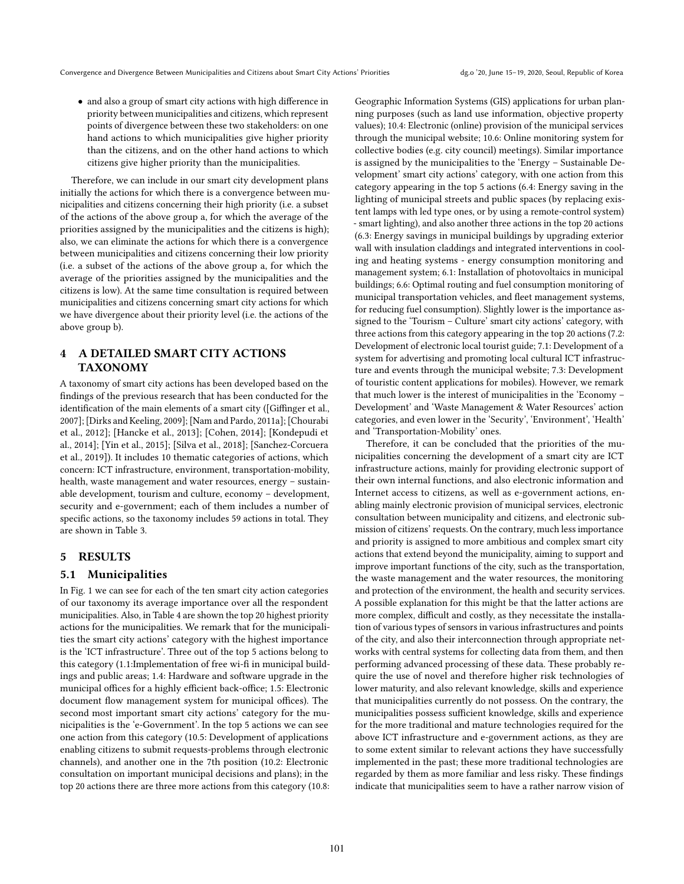- and also a group of smart city actions with high difference in priority between municipalities and citizens, which represent points of divergence between these two stakeholders: on one hand actions to which municipalities give higher priority than the citizens, and on the other hand actions to which citizens give higher priority than the municipalities.

Therefore, we can include in our smart city development plans initially the actions for which there is a convergence between municipalities and citizens concerning their high priority (i.e. a subset of the actions of the above group a, for which the average of the priorities assigned by the municipalities and the citizens is high); also, we can eliminate the actions for which there is a convergence between municipalities and citizens concerning their low priority (i.e. a subset of the actions of the above group a, for which the average of the priorities assigned by the municipalities and the citizens is low). At the same time consultation is required between municipalities and citizens concerning smart city actions for which we have divergence about their priority level (i.e. the actions of the above group b).

## 4 A DETAILED SMART CITY ACTIONS TAXONOMY

A taxonomy of smart city actions has been developed based on the findings of the previous research that has been conducted for the identification of the main elements of a smart city ([Giffinger et al., 2007]; [Dirks and Keeling, 2009]; [Nam and Pardo, 2011a]; [Chourabi et al., 2012]; [Hancke et al., 2013]; [Cohen, 2014]; [Kondepudi et al., 2014]; [Yin et al., 2015]; [Silva et al., 2018]; [Sanchez-Corcuera et al., 2019]). It includes 10 thematic categories of actions, which concern: ICT infrastructure, environment, transportation-mobility, health, waste management and water resources, energy – sustainable development, tourism and culture, economy – development, security and e-government; each of them includes a number of specific actions, so the taxonomy includes 59 actions in total. They are shown in Table 3.

## 5 RESULTS

### 5.1 Municipalities

In Fig. 1 we can see for each of the ten smart city action categories of our taxonomy its average importance over all the respondent municipalities. Also, in Table 4 are shown the top 20 highest priority actions for the municipalities. We remark that for the municipalities the smart city actions' category with the highest importance is the 'ICT infrastructure'. Three out of the top 5 actions belong to this category (1.1:Implementation of free wi-fi in municipal buildings and public areas; 1.4: Hardware and software upgrade in the municipal offices for a highly efficient back-office; 1.5: Electronic document flow management system for municipal offices). The second most important smart city actions' category for the municipalities is the 'e-Government'. In the top 5 actions we can see one action from this category (10.5: Development of applications enabling citizens to submit requests-problems through electronic channels), and another one in the 7th position (10.2: Electronic consultation on important municipal decisions and plans); in the top 20 actions there are three more actions from this category (10.8: Geographic Information Systems (GIS) applications for urban planning purposes (such as land use information, objective property values); 10.4: Electronic (online) provision of the municipal services through the municipal website; 10.6: Online monitoring system for collective bodies (e.g. city council) meetings). Similar importance is assigned by the municipalities to the 'Energy – Sustainable Development' smart city actions' category, with one action from this category appearing in the top 5 actions (6.4: Energy saving in the lighting of municipal streets and public spaces (by replacing existent lamps with led type ones, or by using a remote-control system) - smart lighting), and also another three actions in the top 20 actions (6.3: Energy savings in municipal buildings by upgrading exterior wall with insulation claddings and integrated interventions in cooling and heating systems - energy consumption monitoring and management system; 6.1: Installation of photovoltaics in municipal buildings; 6.6: Optimal routing and fuel consumption monitoring of municipal transportation vehicles, and fleet management systems, for reducing fuel consumption). Slightly lower is the importance assigned to the 'Tourism – Culture' smart city actions' category, with three actions from this category appearing in the top 20 actions (7.2: Development of electronic local tourist guide; 7.1: Development of a system for advertising and promoting local cultural ICT infrastructure and events through the municipal website; 7.3: Development of touristic content applications for mobiles). However, we remark that much lower is the interest of municipalities in the 'Economy – Development' and 'Waste Management & Water Resources' action categories, and even lower in the 'Security', 'Environment', 'Health' and 'Transportation-Mobility' ones.

Therefore, it can be concluded that the priorities of the municipalities concerning the development of a smart city are ICT infrastructure actions, mainly for providing electronic support of their own internal functions, and also electronic information and Internet access to citizens, as well as e-government actions, enabling mainly electronic provision of municipal services, electronic consultation between municipality and citizens, and electronic submission of citizens' requests. On the contrary, much less importance and priority is assigned to more ambitious and complex smart city actions that extend beyond the municipality, aiming to support and improve important functions of the city, such as the transportation, the waste management and the water resources, the monitoring and protection of the environment, the health and security services. A possible explanation for this might be that the latter actions are more complex, difficult and costly, as they necessitate the installation of various types of sensors in various infrastructures and points of the city, and also their interconnection through appropriate networks with central systems for collecting data from them, and then performing advanced processing of these data. These probably require the use of novel and therefore higher risk technologies of lower maturity, and also relevant knowledge, skills and experience that municipalities currently do not possess. On the contrary, the municipalities possess sufficient knowledge, skills and experience for the more traditional and mature technologies required for the above ICT infrastructure and e-government actions, as they are to some extent similar to relevant actions they have successfully implemented in the past; these more traditional technologies are regarded by them as more familiar and less risky. These findings indicate that municipalities seem to have a rather narrow vision of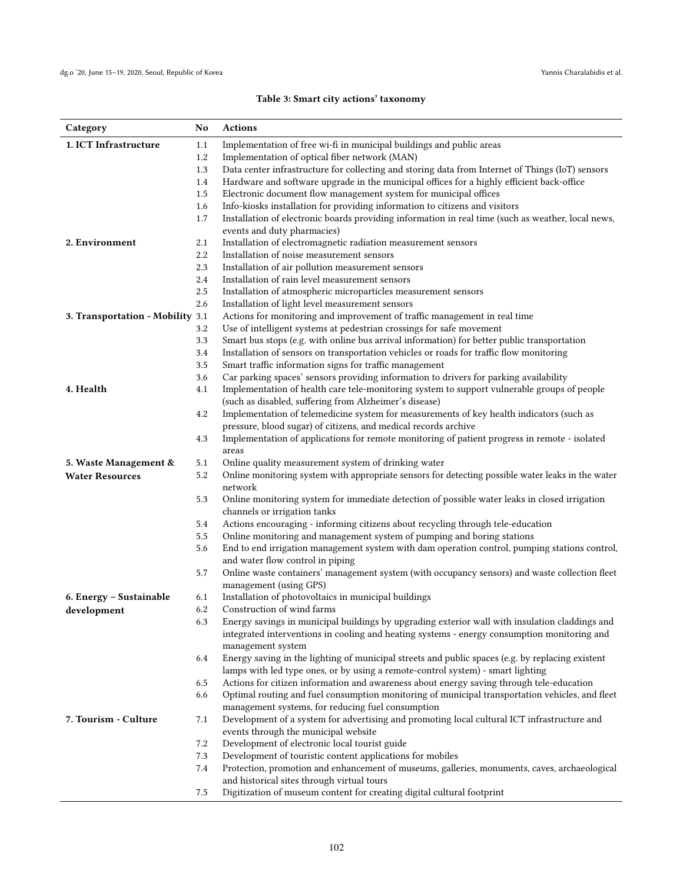**Table 3: Smart city actions' taxonomy**

| Category | No | Actions |
|---|---|---|
| **1. ICT Infrastructure** | 1.1 | Implementation of free wi-fi in municipal buildings and public areas |
| | 1.2 | Implementation of optical fiber network (MAN) |
| | 1.3 | Data center infrastructure for collecting and storing data from Internet of Things (IoT) sensors |
| | 1.4 | Hardware and software upgrade in the municipal offices for a highly efficient back-office |
| | 1.5 | Electronic document flow management system for municipal offices |
| | 1.6 | Info-kiosks installation for providing information to citizens and visitors |
| | 1.7 | Installation of electronic boards providing information in real time (such as weather, local news, events and duty pharmacies) |
| **2. Environment** | 2.1 | Installation of electromagnetic radiation measurement sensors |
| | 2.2 | Installation of noise measurement sensors |
| | 2.3 | Installation of air pollution measurement sensors |
| | 2.4 | Installation of rain level measurement sensors |
| | 2.5 | Installation of atmospheric microparticles measurement sensors |
| | 2.6 | Installation of light level measurement sensors |
| **3. Transportation - Mobility** | 3.1 | Actions for monitoring and improvement of traffic management in real time |
| | 3.2 | Use of intelligent systems at pedestrian crossings for safe movement |
| | 3.3 | Smart bus stops (e.g. with online bus arrival information) for better public transportation |
| | 3.4 | Installation of sensors on transportation vehicles or roads for traffic flow monitoring |
| | 3.5 | Smart traffic information signs for traffic management |
| | 3.6 | Car parking spaces' sensors providing information to drivers for parking availability |
| **4. Health** | 4.1 | Implementation of health care tele-monitoring system to support vulnerable groups of people (such as disabled, suffering from Alzheimer's disease) |
| | 4.2 | Implementation of telemedicine system for measurements of key health indicators (such as pressure, blood sugar) of citizens, and medical records archive |
| | 4.3 | Implementation of applications for remote monitoring of patient progress in remote - isolated areas |
| **5. Waste Management & Water Resources** | 5.1 | Online quality measurement system of drinking water |
| | 5.2 | Online monitoring system with appropriate sensors for detecting possible water leaks in the water network |
| | 5.3 | Online monitoring system for immediate detection of possible water leaks in closed irrigation channels or irrigation tanks |
| | 5.4 | Actions encouraging - informing citizens about recycling through tele-education |
| | 5.5 | Online monitoring and management system of pumping and boring stations |
| | 5.6 | End to end irrigation management system with dam operation control, pumping stations control, and water flow control in piping |
| | 5.7 | Online waste containers' management system (with occupancy sensors) and waste collection fleet management (using GPS) |
| **6. Energy – Sustainable development** | 6.1 | Installation of photovoltaics in municipal buildings |
| | 6.2 | Construction of wind farms |
| | 6.3 | Energy savings in municipal buildings by upgrading exterior wall with insulation claddings and integrated interventions in cooling and heating systems - energy consumption monitoring and management system |
| | 6.4 | Energy saving in the lighting of municipal streets and public spaces (e.g. by replacing existent lamps with led type ones, or by using a remote-control system) - smart lighting |
| | 6.5 | Actions for citizen information and awareness about energy saving through tele-education |
| | 6.6 | Optimal routing and fuel consumption monitoring of municipal transportation vehicles, and fleet management systems, for reducing fuel consumption |
| **7. Tourism - Culture** | 7.1 | Development of a system for advertising and promoting local cultural ICT infrastructure and events through the municipal website |
| | 7.2 | Development of electronic local tourist guide |
| | 7.3 | Development of touristic content applications for mobiles |
| | 7.4 | Protection, promotion and enhancement of museums, galleries, monuments, caves, archaeological and historical sites through virtual tours |
| | 7.5 | Digitization of museum content for creating digital cultural footprint |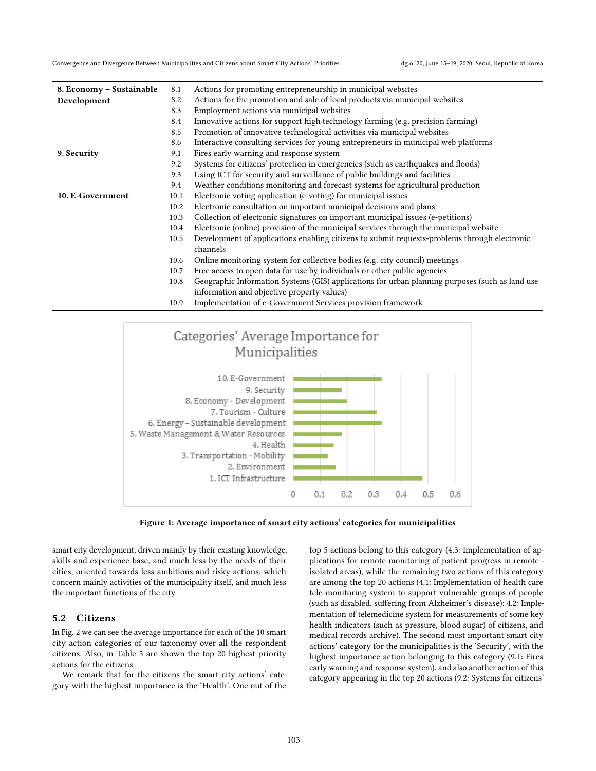| | | |
|---|---|---|
| **8. Economy – Sustainable Development** | 8.1 | Actions for promoting entrepreneurship in municipal websites |
| | 8.2 | Actions for the promotion and sale of local products via municipal websites |
| | 8.3 | Employment actions via municipal websites |
| | 8.4 | Innovative actions for support high technology farming (e.g. precision farming) |
| | 8.5 | Promotion of innovative technological activities via municipal websites |
| | 8.6 | Interactive consulting services for young entrepreneurs in municipal web platforms |
| **9. Security** | 9.1 | Fires early warning and response system |
| | 9.2 | Systems for citizens' protection in emergencies (such as earthquakes and floods) |
| | 9.3 | Using ICT for security and surveillance of public buildings and facilities |
| | 9.4 | Weather conditions monitoring and forecast systems for agricultural production |
| **10. E-Government** | 10.1 | Electronic voting application (e-voting) for municipal issues |
| | 10.2 | Electronic consultation on important municipal decisions and plans |
| | 10.3 | Collection of electronic signatures on important municipal issues (e-petitions) |
| | 10.4 | Electronic (online) provision of the municipal services through the municipal website |
| | 10.5 | Development of applications enabling citizens to submit requests-problems through electronic channels |
| | 10.6 | Online monitoring system for collective bodies (e.g. city council) meetings |
| | 10.7 | Free access to open data for use by individuals or other public agencies |
| | 10.8 | Geographic Information Systems (GIS) applications for urban planning purposes (such as land use information and objective property values) |
| | 10.9 | Implementation of e-Government Services provision framework |

**Figure 1: Average importance of smart city actions' categories for municipalities**

smart city development, driven mainly by their existing knowledge, skills and experience base, and much less by the needs of their cities, oriented towards less ambitious and risky actions, which concern mainly activities of the municipality itself, and much less the important functions of the city.

## 5.2 Citizens

In Fig. 2 we can see the average importance for each of the 10 smart city action categories of our taxonomy over all the respondent citizens. Also, in Table 5 are shown the top 20 highest priority actions for the citizens.

We remark that for the citizens the smart city actions' category with the highest importance is the 'Health'. One out of the top 5 actions belong to this category (4.3: Implementation of applications for remote monitoring of patient progress in remote - isolated areas), while the remaining two actions of this category are among the top 20 actions (4.1: Implementation of health care tele-monitoring system to support vulnerable groups of people (such as disabled, suffering from Alzheimer's disease); 4.2: Implementation of telemedicine system for measurements of some key health indicators (such as pressure, blood sugar) of citizens, and medical records archive). The second most important smart city actions' category for the municipalities is the 'Security', with the highest importance action belonging to this category (9.1: Fires early warning and response system), and also another action of this category appearing in the top 20 actions (9.2: Systems for citizens'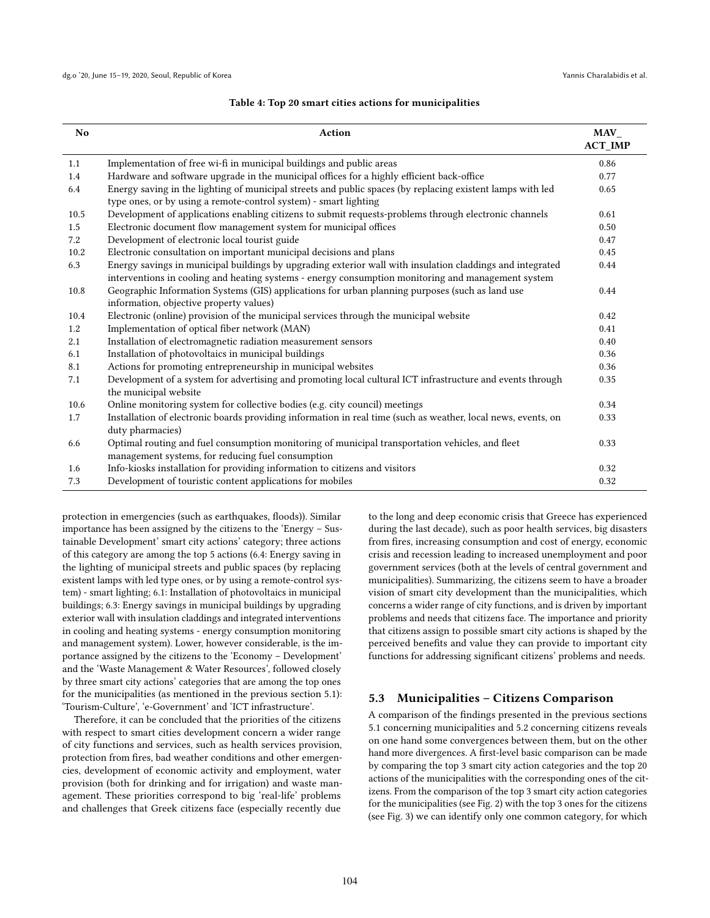**Table 4: Top 20 smart cities actions for municipalities**

| No | Action | MAV_ ACT_IMP |
|---|---|---|
| 1.1 | Implementation of free wi-fi in municipal buildings and public areas | 0.86 |
| 1.4 | Hardware and software upgrade in the municipal offices for a highly efficient back-office | 0.77 |
| 6.4 | Energy saving in the lighting of municipal streets and public spaces (by replacing existent lamps with led type ones, or by using a remote-control system) - smart lighting | 0.65 |
| 10.5 | Development of applications enabling citizens to submit requests-problems through electronic channels | 0.61 |
| 1.5 | Electronic document flow management system for municipal offices | 0.50 |
| 7.2 | Development of electronic local tourist guide | 0.47 |
| 10.2 | Electronic consultation on important municipal decisions and plans | 0.45 |
| 6.3 | Energy savings in municipal buildings by upgrading exterior wall with insulation claddings and integrated interventions in cooling and heating systems - energy consumption monitoring and management system | 0.44 |
| 10.8 | Geographic Information Systems (GIS) applications for urban planning purposes (such as land use information, objective property values) | 0.44 |
| 10.4 | Electronic (online) provision of the municipal services through the municipal website | 0.42 |
| 1.2 | Implementation of optical fiber network (MAN) | 0.41 |
| 2.1 | Installation of electromagnetic radiation measurement sensors | 0.40 |
| 6.1 | Installation of photovoltaics in municipal buildings | 0.36 |
| 8.1 | Actions for promoting entrepreneurship in municipal websites | 0.36 |
| 7.1 | Development of a system for advertising and promoting local cultural ICT infrastructure and events through the municipal website | 0.35 |
| 10.6 | Online monitoring system for collective bodies (e.g. city council) meetings | 0.34 |
| 1.7 | Installation of electronic boards providing information in real time (such as weather, local news, events, on duty pharmacies) | 0.33 |
| 6.6 | Optimal routing and fuel consumption monitoring of municipal transportation vehicles, and fleet management systems, for reducing fuel consumption | 0.33 |
| 1.6 | Info-kiosks installation for providing information to citizens and visitors | 0.32 |
| 7.3 | Development of touristic content applications for mobiles | 0.32 |

protection in emergencies (such as earthquakes, floods)). Similar importance has been assigned by the citizens to the 'Energy – Sustainable Development' smart city actions' category; three actions of this category are among the top 5 actions (6.4: Energy saving in the lighting of municipal streets and public spaces (by replacing existent lamps with led type ones, or by using a remote-control system) - smart lighting; 6.1: Installation of photovoltaics in municipal buildings; 6.3: Energy savings in municipal buildings by upgrading exterior wall with insulation claddings and integrated interventions in cooling and heating systems - energy consumption monitoring and management system). Lower, however considerable, is the importance assigned by the citizens to the 'Economy – Development' and the 'Waste Management & Water Resources', followed closely by three smart city actions' categories that are among the top ones for the municipalities (as mentioned in the previous section 5.1): 'Tourism-Culture', 'e-Government' and 'ICT infrastructure'.

Therefore, it can be concluded that the priorities of the citizens with respect to smart cities development concern a wider range of city functions and services, such as health services provision, protection from fires, bad weather conditions and other emergencies, development of economic activity and employment, water provision (both for drinking and for irrigation) and waste management. These priorities correspond to big 'real-life' problems and challenges that Greek citizens face (especially recently due to the long and deep economic crisis that Greece has experienced during the last decade), such as poor health services, big disasters from fires, increasing consumption and cost of energy, economic crisis and recession leading to increased unemployment and poor government services (both at the levels of central government and municipalities). Summarizing, the citizens seem to have a broader vision of smart city development than the municipalities, which concerns a wider range of city functions, and is driven by important problems and needs that citizens face. The importance and priority that citizens assign to possible smart city actions is shaped by the perceived benefits and value they can provide to important city functions for addressing significant citizens' problems and needs.

### 5.3 Municipalities – Citizens Comparison

A comparison of the findings presented in the previous sections 5.1 concerning municipalities and 5.2 concerning citizens reveals on one hand some convergences between them, but on the other hand more divergences. A first-level basic comparison can be made by comparing the top 3 smart city action categories and the top 20 actions of the municipalities with the corresponding ones of the citizens. From the comparison of the top 3 smart city action categories for the municipalities (see Fig. 2) with the top 3 ones for the citizens (see Fig. 3) we can identify only one common category, for which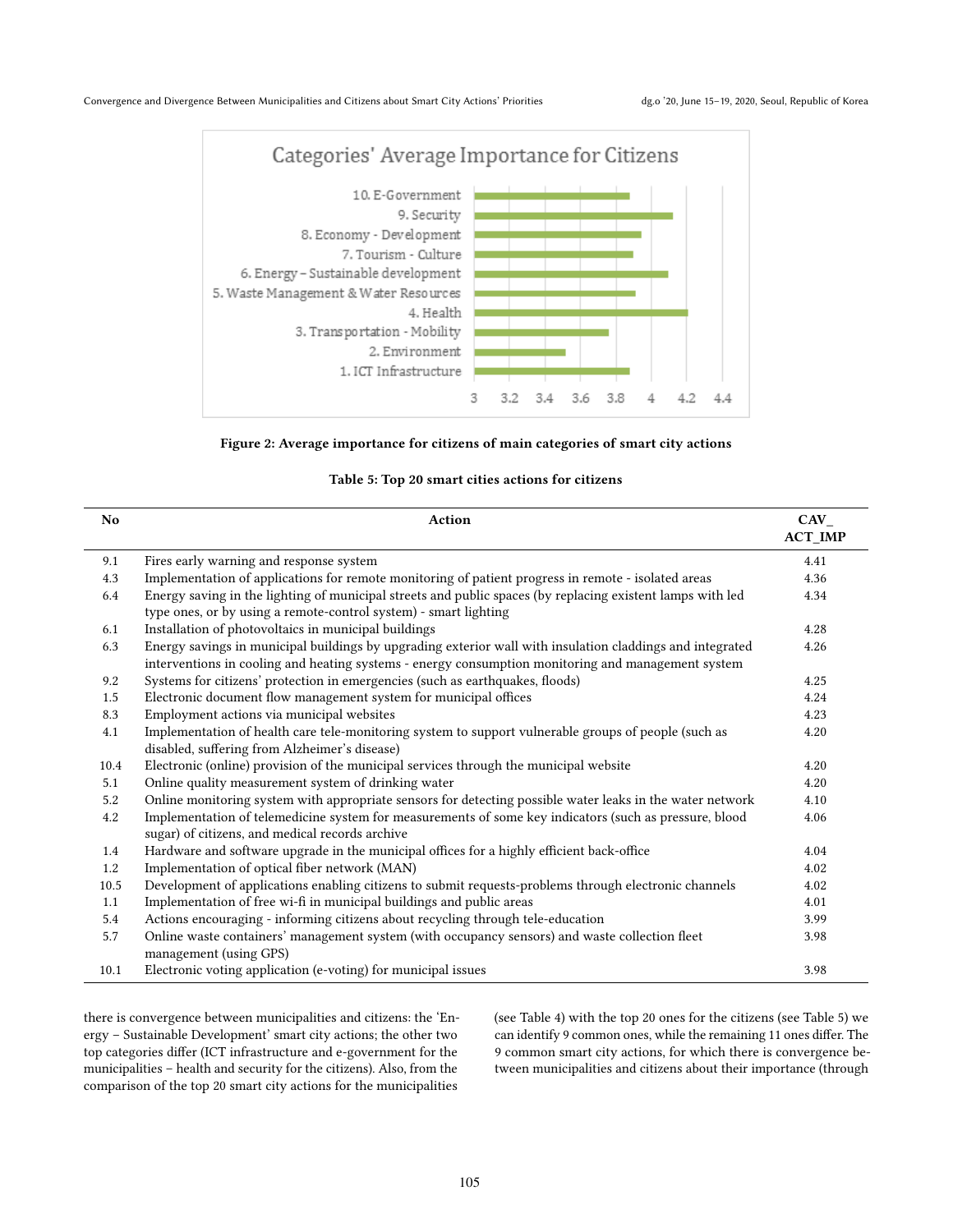Figure 2: Average importance for citizens of main categories of smart city actions

Table 5: Top 20 smart cities actions for citizens

| No | Action | CAV_ ACT_IMP |
|---|---|---|
| 9.1 | Fires early warning and response system | 4.41 |
| 4.3 | Implementation of applications for remote monitoring of patient progress in remote - isolated areas | 4.36 |
| 6.4 | Energy saving in the lighting of municipal streets and public spaces (by replacing existent lamps with led type ones, or by using a remote-control system) - smart lighting | 4.34 |
| 6.1 | Installation of photovoltaics in municipal buildings | 4.28 |
| 6.3 | Energy savings in municipal buildings by upgrading exterior wall with insulation claddings and integrated interventions in cooling and heating systems - energy consumption monitoring and management system | 4.26 |
| 9.2 | Systems for citizens' protection in emergencies (such as earthquakes, floods) | 4.25 |
| 1.5 | Electronic document flow management system for municipal offices | 4.24 |
| 8.3 | Employment actions via municipal websites | 4.23 |
| 4.1 | Implementation of health care tele-monitoring system to support vulnerable groups of people (such as disabled, suffering from Alzheimer's disease) | 4.20 |
| 10.4 | Electronic (online) provision of the municipal services through the municipal website | 4.20 |
| 5.1 | Online quality measurement system of drinking water | 4.20 |
| 5.2 | Online monitoring system with appropriate sensors for detecting possible water leaks in the water network | 4.10 |
| 4.2 | Implementation of telemedicine system for measurements of some key indicators (such as pressure, blood sugar) of citizens, and medical records archive | 4.06 |
| 1.4 | Hardware and software upgrade in the municipal offices for a highly efficient back-office | 4.04 |
| 1.2 | Implementation of optical fiber network (MAN) | 4.02 |
| 10.5 | Development of applications enabling citizens to submit requests-problems through electronic channels | 4.02 |
| 1.1 | Implementation of free wi-fi in municipal buildings and public areas | 4.01 |
| 5.4 | Actions encouraging - informing citizens about recycling through tele-education | 3.99 |
| 5.7 | Online waste containers' management system (with occupancy sensors) and waste collection fleet management (using GPS) | 3.98 |
| 10.1 | Electronic voting application (e-voting) for municipal issues | 3.98 |

there is convergence between municipalities and citizens: the 'Energy – Sustainable Development' smart city actions; the other two top categories differ (ICT infrastructure and e-government for the municipalities – health and security for the citizens). Also, from the comparison of the top 20 smart city actions for the municipalities (see Table 4) with the top 20 ones for the citizens (see Table 5) we can identify 9 common ones, while the remaining 11 ones differ. The 9 common smart city actions, for which there is convergence between municipalities and citizens about their importance (through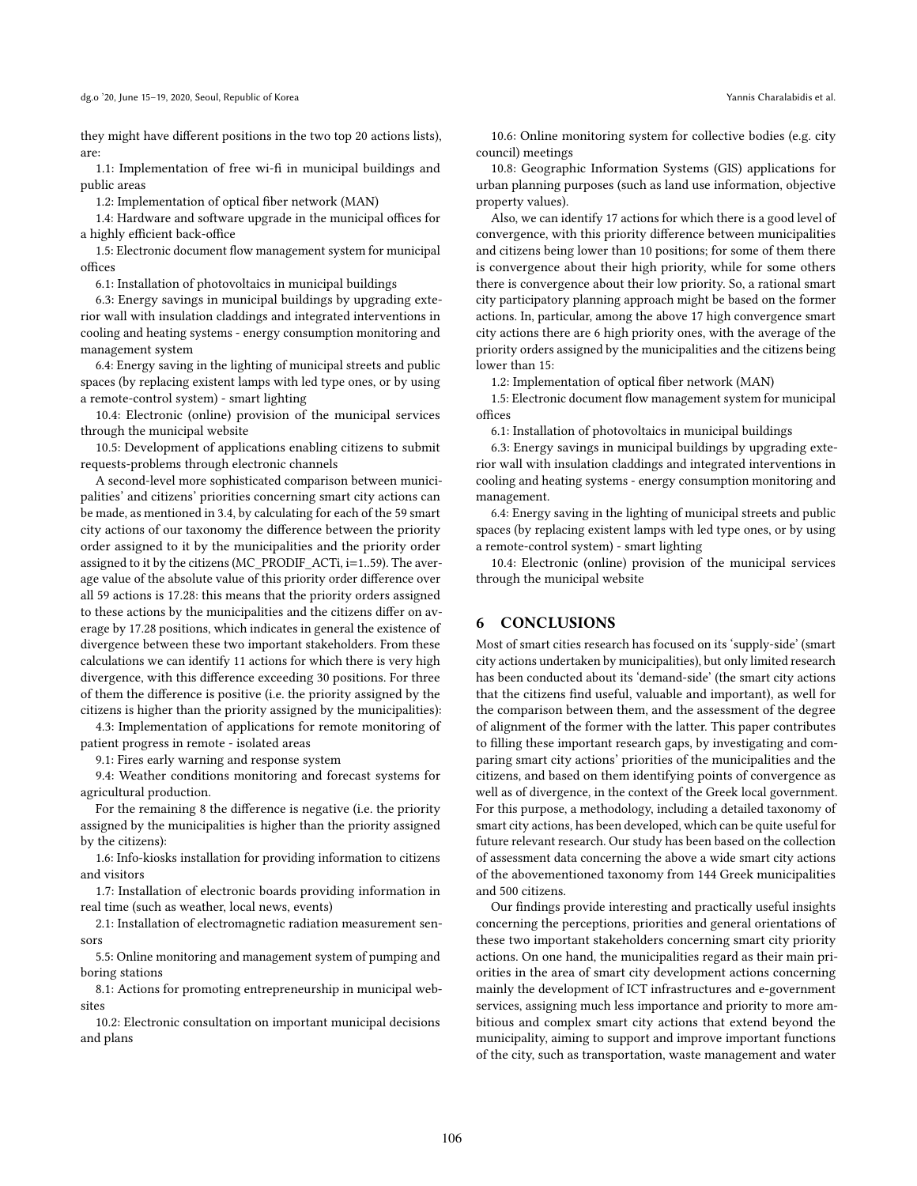they might have different positions in the two top 20 actions lists), are:

1.1: Implementation of free wi-fi in municipal buildings and public areas

1.2: Implementation of optical fiber network (MAN)

1.4: Hardware and software upgrade in the municipal offices for a highly efficient back-office

1.5: Electronic document flow management system for municipal offices

6.1: Installation of photovoltaics in municipal buildings

6.3: Energy savings in municipal buildings by upgrading exterior wall with insulation claddings and integrated interventions in cooling and heating systems - energy consumption monitoring and management system

6.4: Energy saving in the lighting of municipal streets and public spaces (by replacing existent lamps with led type ones, or by using a remote-control system) - smart lighting

10.4: Electronic (online) provision of the municipal services through the municipal website

10.5: Development of applications enabling citizens to submit requests-problems through electronic channels

A second-level more sophisticated comparison between municipalities' and citizens' priorities concerning smart city actions can be made, as mentioned in 3.4, by calculating for each of the 59 smart city actions of our taxonomy the difference between the priority order assigned to it by the municipalities and the priority order assigned to it by the citizens (MC_PRODIF_ACTi, i=1..59). The average value of the absolute value of this priority order difference over all 59 actions is 17.28: this means that the priority orders assigned to these actions by the municipalities and the citizens differ on average by 17.28 positions, which indicates in general the existence of divergence between these two important stakeholders. From these calculations we can identify 11 actions for which there is very high divergence, with this difference exceeding 30 positions. For three of them the difference is positive (i.e. the priority assigned by the citizens is higher than the priority assigned by the municipalities):

4.3: Implementation of applications for remote monitoring of patient progress in remote - isolated areas

9.1: Fires early warning and response system

9.4: Weather conditions monitoring and forecast systems for agricultural production.

For the remaining 8 the difference is negative (i.e. the priority assigned by the municipalities is higher than the priority assigned by the citizens):

1.6: Info-kiosks installation for providing information to citizens and visitors

1.7: Installation of electronic boards providing information in real time (such as weather, local news, events)

2.1: Installation of electromagnetic radiation measurement sensors

5.5: Online monitoring and management system of pumping and boring stations

8.1: Actions for promoting entrepreneurship in municipal websites

10.2: Electronic consultation on important municipal decisions and plans

10.6: Online monitoring system for collective bodies (e.g. city council) meetings

10.8: Geographic Information Systems (GIS) applications for urban planning purposes (such as land use information, objective property values).

Also, we can identify 17 actions for which there is a good level of convergence, with this priority difference between municipalities and citizens being lower than 10 positions; for some of them there is convergence about their high priority, while for some others there is convergence about their low priority. So, a rational smart city participatory planning approach might be based on the former actions. In, particular, among the above 17 high convergence smart city actions there are 6 high priority ones, with the average of the priority orders assigned by the municipalities and the citizens being lower than 15:

1.2: Implementation of optical fiber network (MAN)

1.5: Electronic document flow management system for municipal offices

6.1: Installation of photovoltaics in municipal buildings

6.3: Energy savings in municipal buildings by upgrading exterior wall with insulation claddings and integrated interventions in cooling and heating systems - energy consumption monitoring and management.

6.4: Energy saving in the lighting of municipal streets and public spaces (by replacing existent lamps with led type ones, or by using a remote-control system) - smart lighting

10.4: Electronic (online) provision of the municipal services through the municipal website

## 6 CONCLUSIONS

Most of smart cities research has focused on its 'supply-side' (smart city actions undertaken by municipalities), but only limited research has been conducted about its 'demand-side' (the smart city actions that the citizens find useful, valuable and important), as well for the comparison between them, and the assessment of the degree of alignment of the former with the latter. This paper contributes to filling these important research gaps, by investigating and comparing smart city actions' priorities of the municipalities and the citizens, and based on them identifying points of convergence as well as of divergence, in the context of the Greek local government. For this purpose, a methodology, including a detailed taxonomy of smart city actions, has been developed, which can be quite useful for future relevant research. Our study has been based on the collection of assessment data concerning the above a wide smart city actions of the abovementioned taxonomy from 144 Greek municipalities and 500 citizens.

Our findings provide interesting and practically useful insights concerning the perceptions, priorities and general orientations of these two important stakeholders concerning smart city priority actions. On one hand, the municipalities regard as their main priorities in the area of smart city development actions concerning mainly the development of ICT infrastructures and e-government services, assigning much less importance and priority to more ambitious and complex smart city actions that extend beyond the municipality, aiming to support and improve important functions of the city, such as transportation, waste management and water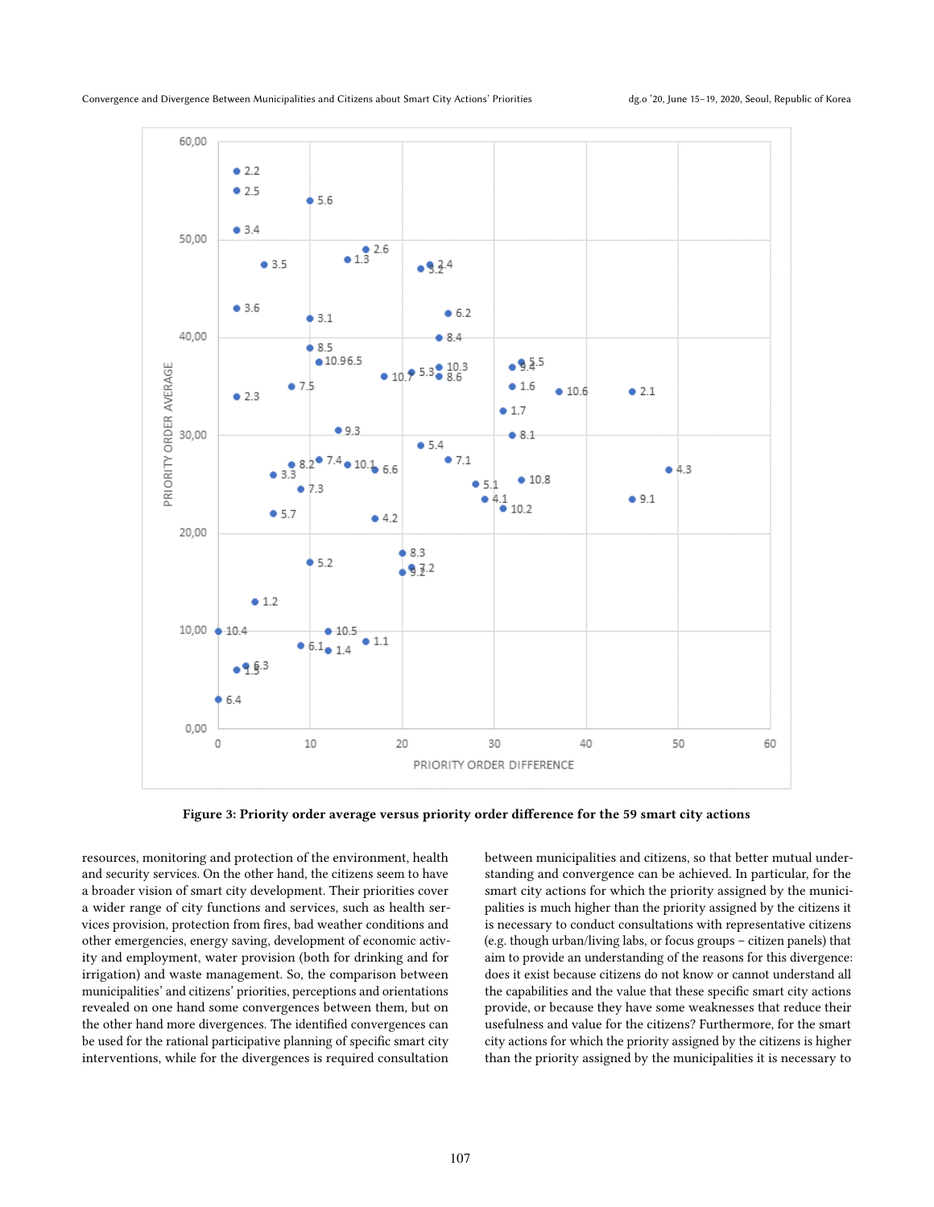Figure 3: Priority order average versus priority order difference for the 59 smart city actions

resources, monitoring and protection of the environment, health and security services. On the other hand, the citizens seem to have a broader vision of smart city development. Their priorities cover a wider range of city functions and services, such as health services provision, protection from fires, bad weather conditions and other emergencies, energy saving, development of economic activity and employment, water provision (both for drinking and for irrigation) and waste management. So, the comparison between municipalities' and citizens' priorities, perceptions and orientations revealed on one hand some convergences between them, but on the other hand more divergences. The identified convergences can be used for the rational participative planning of specific smart city interventions, while for the divergences is required consultation between municipalities and citizens, so that better mutual understanding and convergence can be achieved. In particular, for the smart city actions for which the priority assigned by the municipalities is much higher than the priority assigned by the citizens it is necessary to conduct consultations with representative citizens (e.g. though urban/living labs, or focus groups – citizen panels) that aim to provide an understanding of the reasons for this divergence: does it exist because citizens do not know or cannot understand all the capabilities and the value that these specific smart city actions provide, or because they have some weaknesses that reduce their usefulness and value for the citizens? Furthermore, for the smart city actions for which the priority assigned by the citizens is higher than the priority assigned by the municipalities it is necessary to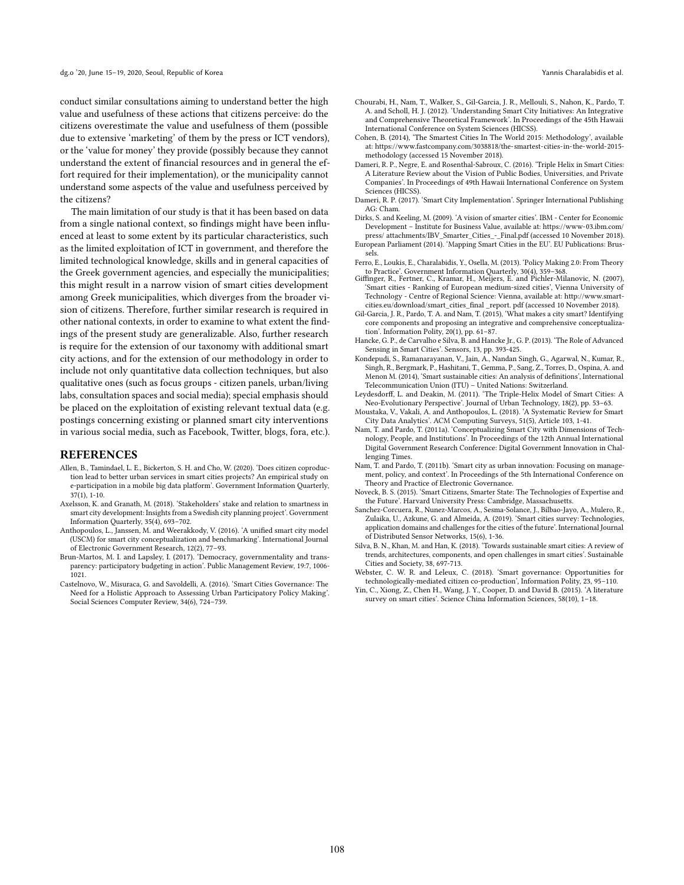conduct similar consultations aiming to understand better the high value and usefulness of these actions that citizens perceive: do the citizens overestimate the value and usefulness of them (possible due to extensive 'marketing' of them by the press or ICT vendors), or the 'value for money' they provide (possibly because they cannot understand the extent of financial resources and in general the effort required for their implementation), or the municipality cannot understand some aspects of the value and usefulness perceived by the citizens?

The main limitation of our study is that it has been based on data from a single national context, so findings might have been influenced at least to some extent by its particular characteristics, such as the limited exploitation of ICT in government, and therefore the limited technological knowledge, skills and in general capacities of the Greek government agencies, and especially the municipalities; this might result in a narrow vision of smart cities development among Greek municipalities, which diverges from the broader vision of citizens. Therefore, further similar research is required in other national contexts, in order to examine to what extent the findings of the present study are generalizable. Also, further research is require for the extension of our taxonomy with additional smart city actions, and for the extension of our methodology in order to include not only quantitative data collection techniques, but also qualitative ones (such as focus groups - citizen panels, urban/living labs, consultation spaces and social media); special emphasis should be placed on the exploitation of existing relevant textual data (e.g. postings concerning existing or planned smart city interventions in various social media, such as Facebook, Twitter, blogs, fora, etc.).

## REFERENCES

- Allen, B., Tamindael, L. E., Bickerton, S. H. and Cho, W. (2020). 'Does citizen coproduction lead to better urban services in smart cities projects? An empirical study on e-participation in a mobile big data platform'. Government Information Quarterly, 37(1), 1-10.
- Axelsson, K. and Granath, M. (2018). 'Stakeholders' stake and relation to smartness in smart city development: Insights from a Swedish city planning project'. Government Information Quarterly, 35(4), 693–702.
- Anthopoulos, L., Janssen, M. and Weerakkody, V. (2016). 'A unified smart city model (USCM) for smart city conceptualization and benchmarking'. International Journal of Electronic Government Research, 12(2), 77–93.
- Brun-Martos, M. I. and Lapsley, I. (2017). 'Democracy, governmentality and transparency: participatory budgeting in action'. Public Management Review, 19:7, 1006-1021.
- Castelnovo, W., Misuraca, G. and Savoldelli, A. (2016). 'Smart Cities Governance: The Need for a Holistic Approach to Assessing Urban Participatory Policy Making'. Social Sciences Computer Review, 34(6), 724–739.
- Chourabi, H., Nam, T., Walker, S., Gil-Garcia, J. R., Mellouli, S., Nahon, K., Pardo, T. A. and Scholl, H. J. (2012). 'Understanding Smart City Initiatives: An Integrative and Comprehensive Theoretical Framework'. In Proceedings of the 45th Hawaii International Conference on System Sciences (HICSS).
- Cohen, B. (2014), 'The Smartest Cities In The World 2015: Methodology', available at: https://www.fastcompany.com/3038818/the-smartest-cities-in-the-world-2015-methodology (accessed 15 November 2018).
- Dameri, R. P., Negre, E. and Rosenthal-Sabroux, C. (2016). 'Triple Helix in Smart Cities: A Literature Review about the Vision of Public Bodies, Universities, and Private Companies'. In Proceedings of 49th Hawaii International Conference on System Sciences (HICSS).
- Dameri, R. P. (2017). 'Smart City Implementation'. Springer International Publishing AG: Cham.
- Dirks, S. and Keeling, M. (2009). 'A vision of smarter cities'. IBM - Center for Economic Development – Institute for Business Value, available at: https://www-03.ibm.com/press/ attachments/IBV_Smarter_Cities_-_Final.pdf (accessed 10 November 2018).
- European Parliament (2014). 'Mapping Smart Cities in the EU'. EU Publications: Brussels.
- Ferro, E., Loukis, E., Charalabidis, Y., Osella, M. (2013). 'Policy Making 2.0: From Theory to Practice'. Government Information Quarterly, 30(4), 359–368.
- Giffinger, R., Fertner, C., Kramar, H., Meijers, E. and Pichler-Milanovic, N. (2007), 'Smart cities - Ranking of European medium-sized cities', Vienna University of Technology - Centre of Regional Science: Vienna, available at: http://www.smart-cities.eu/download/smart_cities_final _report. pdf (accessed 10 November 2018).
- Gil-Garcia, J. R., Pardo, T. A. and Nam, T. (2015), 'What makes a city smart? Identifying core components and proposing an integrative and comprehensive conceptualization'. Information Polity, 20(1), pp. 61–87.
- Hancke, G. P., de Carvalho e Silva, B. and Hancke Jr., G. P. (2013). 'The Role of Advanced Sensing in Smart Cities'. Sensors, 13, pp. 393-425.
- Kondepudi, S., Ramanarayanan, V., Jain, A., Nandan Singh, G., Agarwal, N., Kumar, R., Singh, R., Bergmark, P., Hashitani, T., Gemma, P., Sang, Z., Torres, D., Ospina, A. and Menon M. (2014), 'Smart sustainable cities: An analysis of definitions', International Telecommunication Union (ITU) – United Nations: Switzerland.
- Leydesdorff, L. and Deakin, M. (2011). 'The Triple-Helix Model of Smart Cities: A Neo-Evolutionary Perspective'. Journal of Urban Technology, 18(2), pp. 53–63.
- Moustaka, V., Vakali, A. and Anthopoulos, L. (2018). 'A Systematic Review for Smart City Data Analytics'. ACM Computing Surveys, 51(5), Article 103, 1-41.
- Nam, T. and Pardo, T. (2011a). 'Conceptualizing Smart City with Dimensions of Technology, People, and Institutions'. In Proceedings of the 12th Annual International Digital Government Research Conference: Digital Government Innovation in Challenging Times.
- Nam, T. and Pardo, T. (2011b). 'Smart city as urban innovation: Focusing on management, policy, and context'. In Proceedings of the 5th International Conference on Theory and Practice of Electronic Governance.
- Noveck, B. S. (2015). 'Smart Citizens, Smarter State: The Technologies of Expertise and the Future'. Harvard University Press: Cambridge, Massachusetts.
- Sanchez-Corcuera, R., Nunez-Marcos, A., Sesma-Solance, J., Bilbao-Jayo, A., Mulero, R., Zulaika, U., Azkune, G. and Almeida, A. (2019). 'Smart cities survey: Technologies, application domains and challenges for the cities of the future'. International Journal of Distributed Sensor Networks, 15(6), 1-36.
- Silva, B. N., Khan, M. and Han, K. (2018). 'Towards sustainable smart cities: A review of trends, architectures, components, and open challenges in smart cities'. Sustainable Cities and Society, 38, 697-713.
- Webster, C. W. R. and Leleux, C. (2018). 'Smart governance: Opportunities for technologically-mediated citizen co-production', Information Polity, 23, 95–110.
- Yin, C., Xiong, Z., Chen H., Wang, J. Y., Cooper, D. and David B. (2015). 'A literature survey on smart cities'. Science China Information Sciences, 58(10), 1–18.